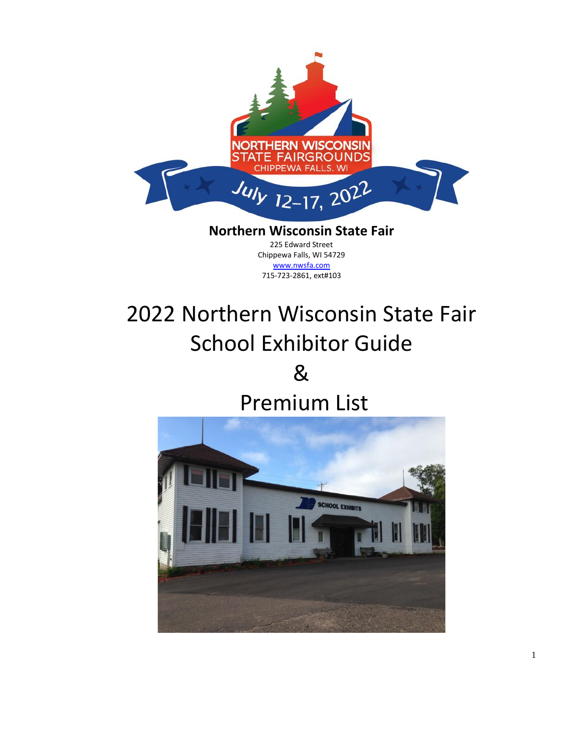NORTHERN WISCONSIN STATE FAIRGROUNDS

CHIPPEWA FALLS, WI

July 12–17, 2022

**Northern Wisconsin State Fair**

225 Edward Street

Chippewa Falls, WI 54729

www.nwsfa.com

715-723-2861, ext#103

# 2022 Northern Wisconsin State Fair School Exhibitor Guide & Premium List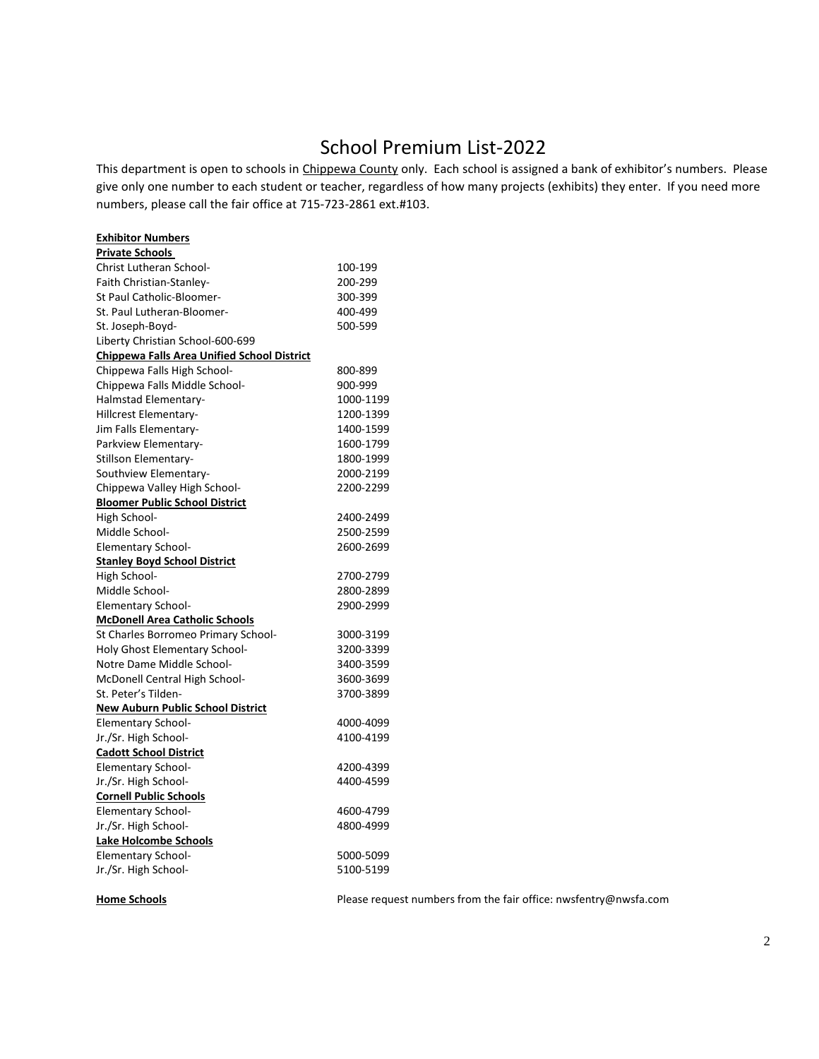# School Premium List-2022

This department is open to schools in Chippewa County only. Each school is assigned a bank of exhibitor's numbers. Please give only one number to each student or teacher, regardless of how many projects (exhibits) they enter. If you need more numbers, please call the fair office at 715-723-2861 ext.#103.

**Exhibitor Numbers**

**Private Schools**

| | |
|---|---|
| Christ Lutheran School- | 100-199 |
| Faith Christian-Stanley- | 200-299 |
| St Paul Catholic-Bloomer- | 300-399 |
| St. Paul Lutheran-Bloomer- | 400-499 |
| St. Joseph-Boyd- | 500-599 |
| Liberty Christian School-600-699 | |

**Chippewa Falls Area Unified School District**

| | |
|---|---|
| Chippewa Falls High School- | 800-899 |
| Chippewa Falls Middle School- | 900-999 |
| Halmstad Elementary- | 1000-1199 |
| Hillcrest Elementary- | 1200-1399 |
| Jim Falls Elementary- | 1400-1599 |
| Parkview Elementary- | 1600-1799 |
| Stillson Elementary- | 1800-1999 |
| Southview Elementary- | 2000-2199 |
| Chippewa Valley High School- | 2200-2299 |

**Bloomer Public School District**

| | |
|---|---|
| High School- | 2400-2499 |
| Middle School- | 2500-2599 |
| Elementary School- | 2600-2699 |

**Stanley Boyd School District**

| | |
|---|---|
| High School- | 2700-2799 |
| Middle School- | 2800-2899 |
| Elementary School- | 2900-2999 |

**McDonell Area Catholic Schools**

| | |
|---|---|
| St Charles Borromeo Primary School- | 3000-3199 |
| Holy Ghost Elementary School- | 3200-3399 |
| Notre Dame Middle School- | 3400-3599 |
| McDonell Central High School- | 3600-3699 |
| St. Peter's Tilden- | 3700-3899 |

**New Auburn Public School District**

| | |
|---|---|
| Elementary School- | 4000-4099 |
| Jr./Sr. High School- | 4100-4199 |

**Cadott School District**

| | |
|---|---|
| Elementary School- | 4200-4399 |
| Jr./Sr. High School- | 4400-4599 |

**Cornell Public Schools**

| | |
|---|---|
| Elementary School- | 4600-4799 |
| Jr./Sr. High School- | 4800-4999 |

**Lake Holcombe Schools**

| | |
|---|---|
| Elementary School- | 5000-5099 |
| Jr./Sr. High School- | 5100-5199 |

**Home Schools** — Please request numbers from the fair office: nwsfentry@nwsfa.com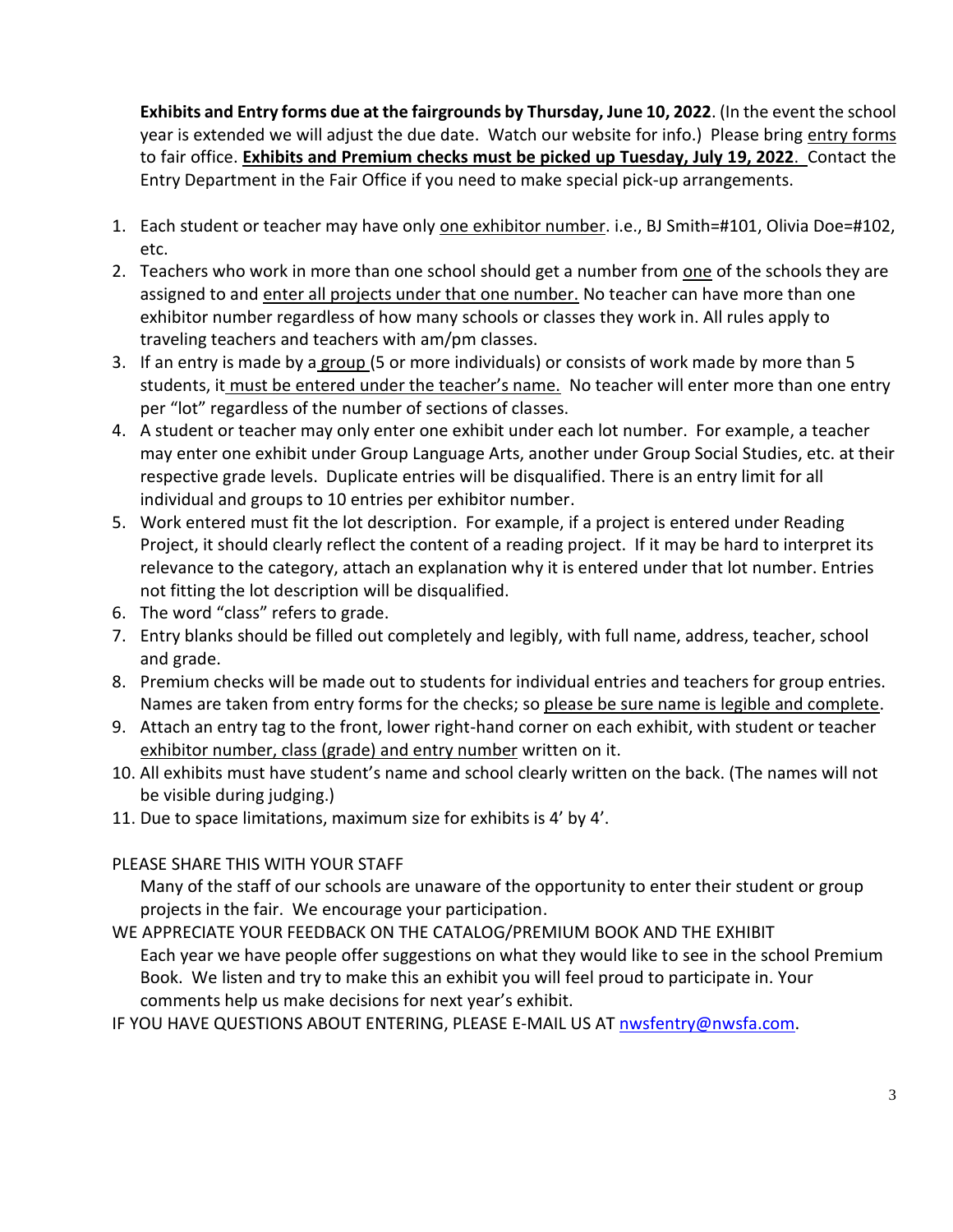**Exhibits and Entry forms due at the fairgrounds by Thursday, June 10, 2022**. (In the event the school year is extended we will adjust the due date. Watch our website for info.) Please bring entry forms to fair office. **Exhibits and Premium checks must be picked up Tuesday, July 19, 2022**. Contact the Entry Department in the Fair Office if you need to make special pick-up arrangements.

1. Each student or teacher may have only one exhibitor number. i.e., BJ Smith=#101, Olivia Doe=#102, etc.
2. Teachers who work in more than one school should get a number from one of the schools they are assigned to and enter all projects under that one number. No teacher can have more than one exhibitor number regardless of how many schools or classes they work in. All rules apply to traveling teachers and teachers with am/pm classes.
3. If an entry is made by a group (5 or more individuals) or consists of work made by more than 5 students, it must be entered under the teacher's name. No teacher will enter more than one entry per "lot" regardless of the number of sections of classes.
4. A student or teacher may only enter one exhibit under each lot number. For example, a teacher may enter one exhibit under Group Language Arts, another under Group Social Studies, etc. at their respective grade levels. Duplicate entries will be disqualified. There is an entry limit for all individual and groups to 10 entries per exhibitor number.
5. Work entered must fit the lot description. For example, if a project is entered under Reading Project, it should clearly reflect the content of a reading project. If it may be hard to interpret its relevance to the category, attach an explanation why it is entered under that lot number. Entries not fitting the lot description will be disqualified.
6. The word "class" refers to grade.
7. Entry blanks should be filled out completely and legibly, with full name, address, teacher, school and grade.
8. Premium checks will be made out to students for individual entries and teachers for group entries. Names are taken from entry forms for the checks; so please be sure name is legible and complete.
9. Attach an entry tag to the front, lower right-hand corner on each exhibit, with student or teacher exhibitor number, class (grade) and entry number written on it.
10. All exhibits must have student's name and school clearly written on the back. (The names will not be visible during judging.)
11. Due to space limitations, maximum size for exhibits is 4' by 4'.

PLEASE SHARE THIS WITH YOUR STAFF

Many of the staff of our schools are unaware of the opportunity to enter their student or group projects in the fair. We encourage your participation.

WE APPRECIATE YOUR FEEDBACK ON THE CATALOG/PREMIUM BOOK AND THE EXHIBIT

Each year we have people offer suggestions on what they would like to see in the school Premium Book. We listen and try to make this an exhibit you will feel proud to participate in. Your comments help us make decisions for next year's exhibit.

IF YOU HAVE QUESTIONS ABOUT ENTERING, PLEASE E-MAIL US AT nwsfentry@nwsfa.com.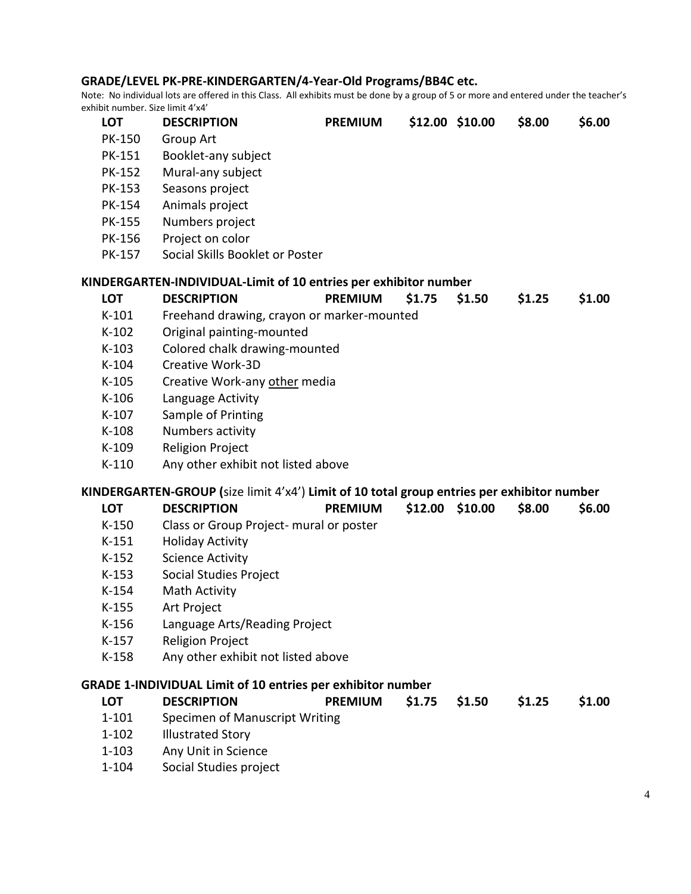### GRADE/LEVEL PK-PRE-KINDERGARTEN/4-Year-Old Programs/BB4C etc.

Note: No individual lots are offered in this Class. All exhibits must be done by a group of 5 or more and entered under the teacher's exhibit number. Size limit 4'x4'

| LOT | DESCRIPTION | PREMIUM | $12.00 | $10.00 | $8.00 | $6.00 |
|---|---|---|---|---|---|---|
| PK-150 | Group Art | | | | | |
| PK-151 | Booklet-any subject | | | | | |
| PK-152 | Mural-any subject | | | | | |
| PK-153 | Seasons project | | | | | |
| PK-154 | Animals project | | | | | |
| PK-155 | Numbers project | | | | | |
| PK-156 | Project on color | | | | | |
| PK-157 | Social Skills Booklet or Poster | | | | | |

### KINDERGARTEN-INDIVIDUAL-Limit of 10 entries per exhibitor number

| LOT | DESCRIPTION | PREMIUM | $1.75 | $1.50 | $1.25 | $1.00 |
|---|---|---|---|---|---|---|
| K-101 | Freehand drawing, crayon or marker-mounted | | | | | |
| K-102 | Original painting-mounted | | | | | |
| K-103 | Colored chalk drawing-mounted | | | | | |
| K-104 | Creative Work-3D | | | | | |
| K-105 | Creative Work-any other media | | | | | |
| K-106 | Language Activity | | | | | |
| K-107 | Sample of Printing | | | | | |
| K-108 | Numbers activity | | | | | |
| K-109 | Religion Project | | | | | |
| K-110 | Any other exhibit not listed above | | | | | |

### KINDERGARTEN-GROUP (size limit 4'x4') Limit of 10 total group entries per exhibitor number

| LOT | DESCRIPTION | PREMIUM | $12.00 | $10.00 | $8.00 | $6.00 |
|---|---|---|---|---|---|---|
| K-150 | Class or Group Project- mural or poster | | | | | |
| K-151 | Holiday Activity | | | | | |
| K-152 | Science Activity | | | | | |
| K-153 | Social Studies Project | | | | | |
| K-154 | Math Activity | | | | | |
| K-155 | Art Project | | | | | |
| K-156 | Language Arts/Reading Project | | | | | |
| K-157 | Religion Project | | | | | |
| K-158 | Any other exhibit not listed above | | | | | |

### GRADE 1-INDIVIDUAL Limit of 10 entries per exhibitor number

| LOT | DESCRIPTION | PREMIUM | $1.75 | $1.50 | $1.25 | $1.00 |
|---|---|---|---|---|---|---|
| 1-101 | Specimen of Manuscript Writing | | | | | |
| 1-102 | Illustrated Story | | | | | |
| 1-103 | Any Unit in Science | | | | | |
| 1-104 | Social Studies project | | | | | |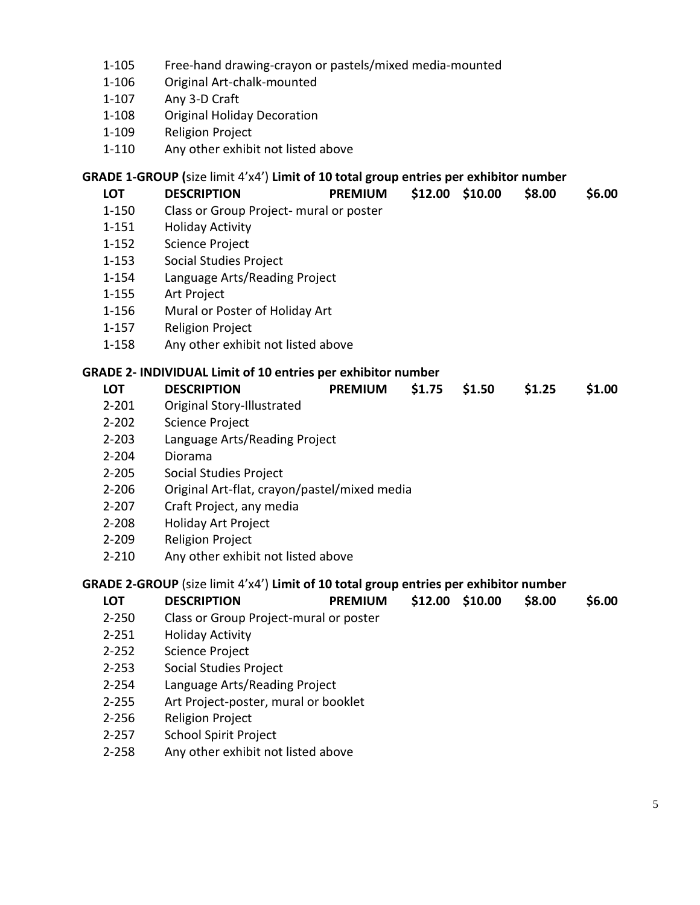| | |
|---|---|
| 1-105 | Free-hand drawing-crayon or pastels/mixed media-mounted |
| 1-106 | Original Art-chalk-mounted |
| 1-107 | Any 3-D Craft |
| 1-108 | Original Holiday Decoration |
| 1-109 | Religion Project |
| 1-110 | Any other exhibit not listed above |

**GRADE 1-GROUP (**size limit 4'x4'**) Limit of 10 total group entries per exhibitor number**

| LOT | DESCRIPTION | PREMIUM | $12.00 | $10.00 | $8.00 | $6.00 |
|---|---|---|---|---|---|---|
| 1-150 | Class or Group Project- mural or poster | | | | | |
| 1-151 | Holiday Activity | | | | | |
| 1-152 | Science Project | | | | | |
| 1-153 | Social Studies Project | | | | | |
| 1-154 | Language Arts/Reading Project | | | | | |
| 1-155 | Art Project | | | | | |
| 1-156 | Mural or Poster of Holiday Art | | | | | |
| 1-157 | Religion Project | | | | | |
| 1-158 | Any other exhibit not listed above | | | | | |

**GRADE 2- INDIVIDUAL Limit of 10 entries per exhibitor number**

| LOT | DESCRIPTION | PREMIUM | $1.75 | $1.50 | $1.25 | $1.00 |
|---|---|---|---|---|---|---|
| 2-201 | Original Story-Illustrated | | | | | |
| 2-202 | Science Project | | | | | |
| 2-203 | Language Arts/Reading Project | | | | | |
| 2-204 | Diorama | | | | | |
| 2-205 | Social Studies Project | | | | | |
| 2-206 | Original Art-flat, crayon/pastel/mixed media | | | | | |
| 2-207 | Craft Project, any media | | | | | |
| 2-208 | Holiday Art Project | | | | | |
| 2-209 | Religion Project | | | | | |
| 2-210 | Any other exhibit not listed above | | | | | |

**GRADE 2-GROUP** (size limit 4'x4') **Limit of 10 total group entries per exhibitor number**

| LOT | DESCRIPTION | PREMIUM | $12.00 | $10.00 | $8.00 | $6.00 |
|---|---|---|---|---|---|---|
| 2-250 | Class or Group Project-mural or poster | | | | | |
| 2-251 | Holiday Activity | | | | | |
| 2-252 | Science Project | | | | | |
| 2-253 | Social Studies Project | | | | | |
| 2-254 | Language Arts/Reading Project | | | | | |
| 2-255 | Art Project-poster, mural or booklet | | | | | |
| 2-256 | Religion Project | | | | | |
| 2-257 | School Spirit Project | | | | | |
| 2-258 | Any other exhibit not listed above | | | | | |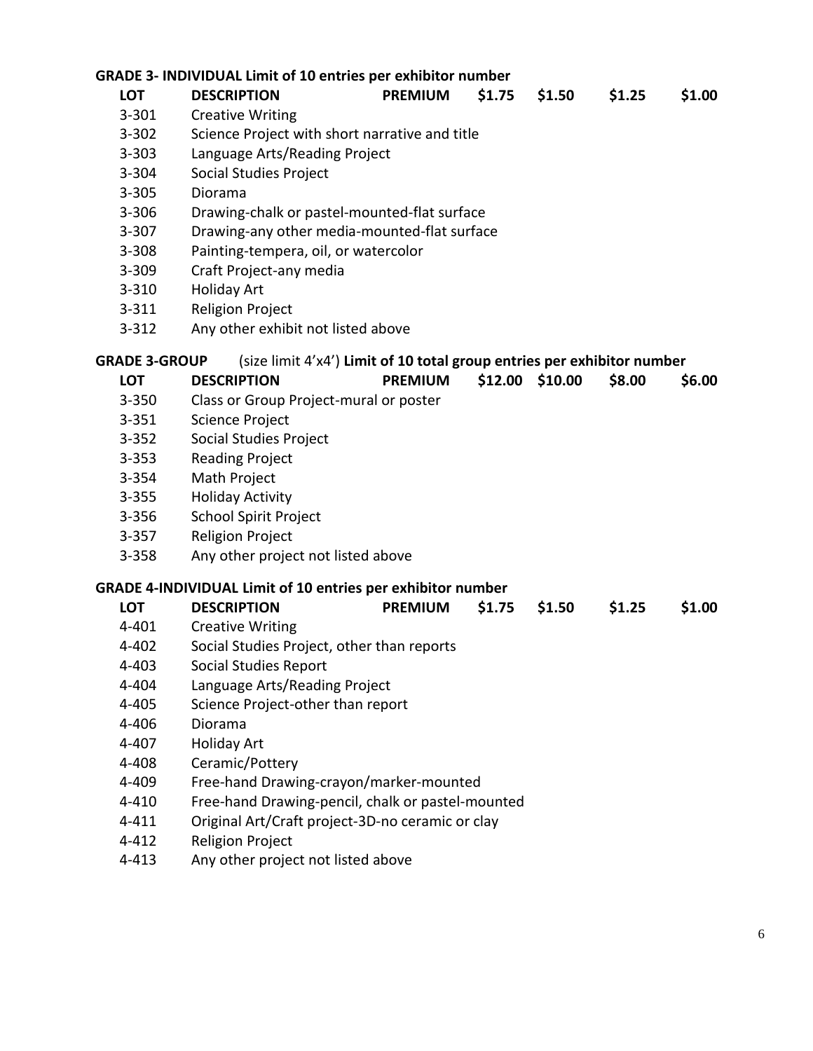**GRADE 3- INDIVIDUAL Limit of 10 entries per exhibitor number**

| LOT | DESCRIPTION | PREMIUM | $1.75 | $1.50 | $1.25 | $1.00 |
|---|---|---|---|---|---|---|
| 3-301 | Creative Writing | | | | | |
| 3-302 | Science Project with short narrative and title | | | | | |
| 3-303 | Language Arts/Reading Project | | | | | |
| 3-304 | Social Studies Project | | | | | |
| 3-305 | Diorama | | | | | |
| 3-306 | Drawing-chalk or pastel-mounted-flat surface | | | | | |
| 3-307 | Drawing-any other media-mounted-flat surface | | | | | |
| 3-308 | Painting-tempera, oil, or watercolor | | | | | |
| 3-309 | Craft Project-any media | | | | | |
| 3-310 | Holiday Art | | | | | |
| 3-311 | Religion Project | | | | | |
| 3-312 | Any other exhibit not listed above | | | | | |

**GRADE 3-GROUP** (size limit 4'x4') **Limit of 10 total group entries per exhibitor number**

| LOT | DESCRIPTION | PREMIUM | $12.00 | $10.00 | $8.00 | $6.00 |
|---|---|---|---|---|---|---|
| 3-350 | Class or Group Project-mural or poster | | | | | |
| 3-351 | Science Project | | | | | |
| 3-352 | Social Studies Project | | | | | |
| 3-353 | Reading Project | | | | | |
| 3-354 | Math Project | | | | | |
| 3-355 | Holiday Activity | | | | | |
| 3-356 | School Spirit Project | | | | | |
| 3-357 | Religion Project | | | | | |
| 3-358 | Any other project not listed above | | | | | |

**GRADE 4-INDIVIDUAL Limit of 10 entries per exhibitor number**

| LOT | DESCRIPTION | PREMIUM | $1.75 | $1.50 | $1.25 | $1.00 |
|---|---|---|---|---|---|---|
| 4-401 | Creative Writing | | | | | |
| 4-402 | Social Studies Project, other than reports | | | | | |
| 4-403 | Social Studies Report | | | | | |
| 4-404 | Language Arts/Reading Project | | | | | |
| 4-405 | Science Project-other than report | | | | | |
| 4-406 | Diorama | | | | | |
| 4-407 | Holiday Art | | | | | |
| 4-408 | Ceramic/Pottery | | | | | |
| 4-409 | Free-hand Drawing-crayon/marker-mounted | | | | | |
| 4-410 | Free-hand Drawing-pencil, chalk or pastel-mounted | | | | | |
| 4-411 | Original Art/Craft project-3D-no ceramic or clay | | | | | |
| 4-412 | Religion Project | | | | | |
| 4-413 | Any other project not listed above | | | | | |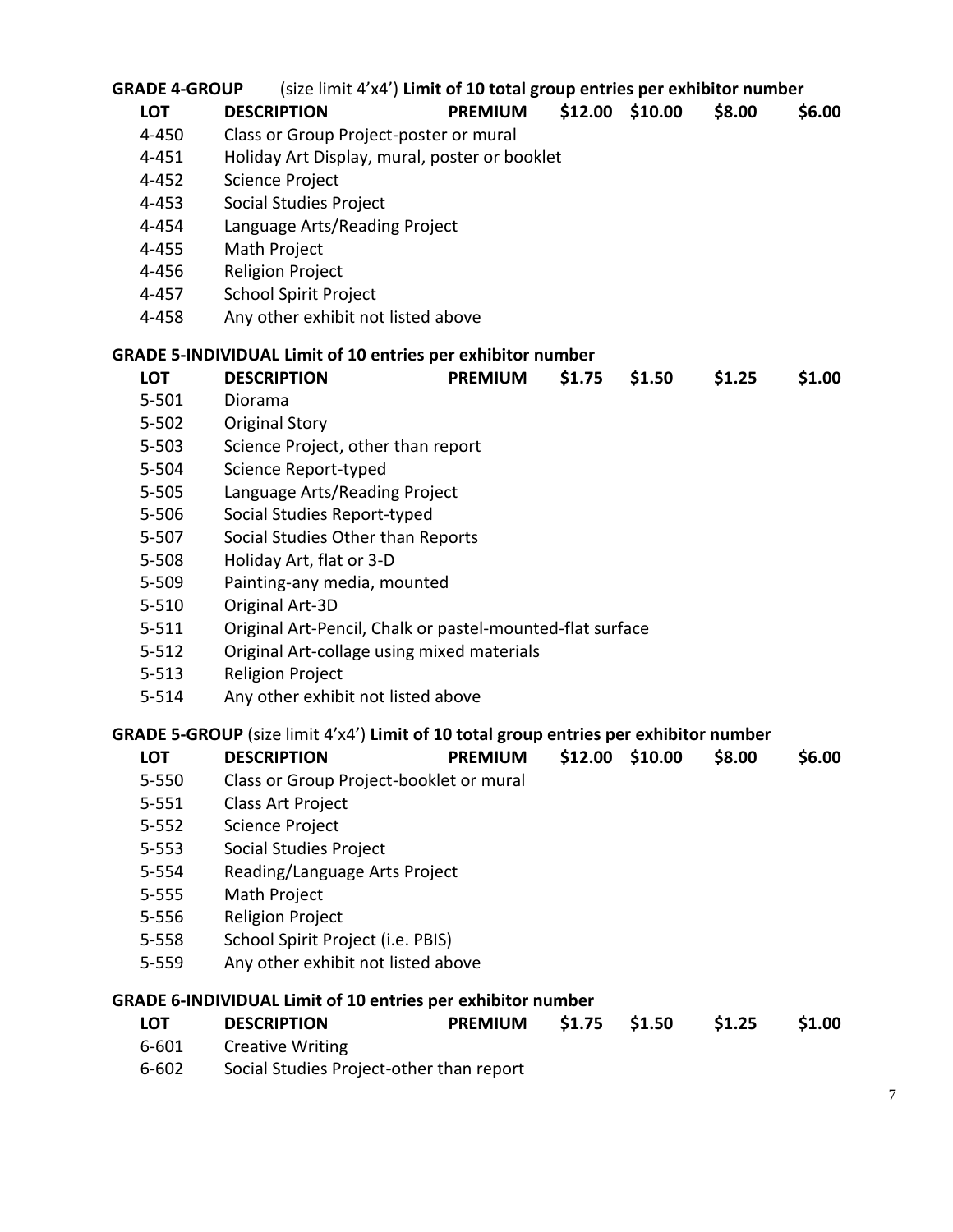**GRADE 4-GROUP** (size limit 4'x4') **Limit of 10 total group entries per exhibitor number**

| LOT | DESCRIPTION | PREMIUM | $12.00 | $10.00 | $8.00 | $6.00 |
|---|---|---|---|---|---|---|
| 4-450 | Class or Group Project-poster or mural | | | | | |
| 4-451 | Holiday Art Display, mural, poster or booklet | | | | | |
| 4-452 | Science Project | | | | | |
| 4-453 | Social Studies Project | | | | | |
| 4-454 | Language Arts/Reading Project | | | | | |
| 4-455 | Math Project | | | | | |
| 4-456 | Religion Project | | | | | |
| 4-457 | School Spirit Project | | | | | |
| 4-458 | Any other exhibit not listed above | | | | | |

**GRADE 5-INDIVIDUAL Limit of 10 entries per exhibitor number**

| LOT | DESCRIPTION | PREMIUM | $1.75 | $1.50 | $1.25 | $1.00 |
|---|---|---|---|---|---|---|
| 5-501 | Diorama | | | | | |
| 5-502 | Original Story | | | | | |
| 5-503 | Science Project, other than report | | | | | |
| 5-504 | Science Report-typed | | | | | |
| 5-505 | Language Arts/Reading Project | | | | | |
| 5-506 | Social Studies Report-typed | | | | | |
| 5-507 | Social Studies Other than Reports | | | | | |
| 5-508 | Holiday Art, flat or 3-D | | | | | |
| 5-509 | Painting-any media, mounted | | | | | |
| 5-510 | Original Art-3D | | | | | |
| 5-511 | Original Art-Pencil, Chalk or pastel-mounted-flat surface | | | | | |
| 5-512 | Original Art-collage using mixed materials | | | | | |
| 5-513 | Religion Project | | | | | |
| 5-514 | Any other exhibit not listed above | | | | | |

**GRADE 5-GROUP** (size limit 4'x4') **Limit of 10 total group entries per exhibitor number**

| LOT | DESCRIPTION | PREMIUM | $12.00 | $10.00 | $8.00 | $6.00 |
|---|---|---|---|---|---|---|
| 5-550 | Class or Group Project-booklet or mural | | | | | |
| 5-551 | Class Art Project | | | | | |
| 5-552 | Science Project | | | | | |
| 5-553 | Social Studies Project | | | | | |
| 5-554 | Reading/Language Arts Project | | | | | |
| 5-555 | Math Project | | | | | |
| 5-556 | Religion Project | | | | | |
| 5-558 | School Spirit Project (i.e. PBIS) | | | | | |
| 5-559 | Any other exhibit not listed above | | | | | |

**GRADE 6-INDIVIDUAL Limit of 10 entries per exhibitor number**

| LOT | DESCRIPTION | PREMIUM | $1.75 | $1.50 | $1.25 | $1.00 |
|---|---|---|---|---|---|---|
| 6-601 | Creative Writing | | | | | |
| 6-602 | Social Studies Project-other than report | | | | | |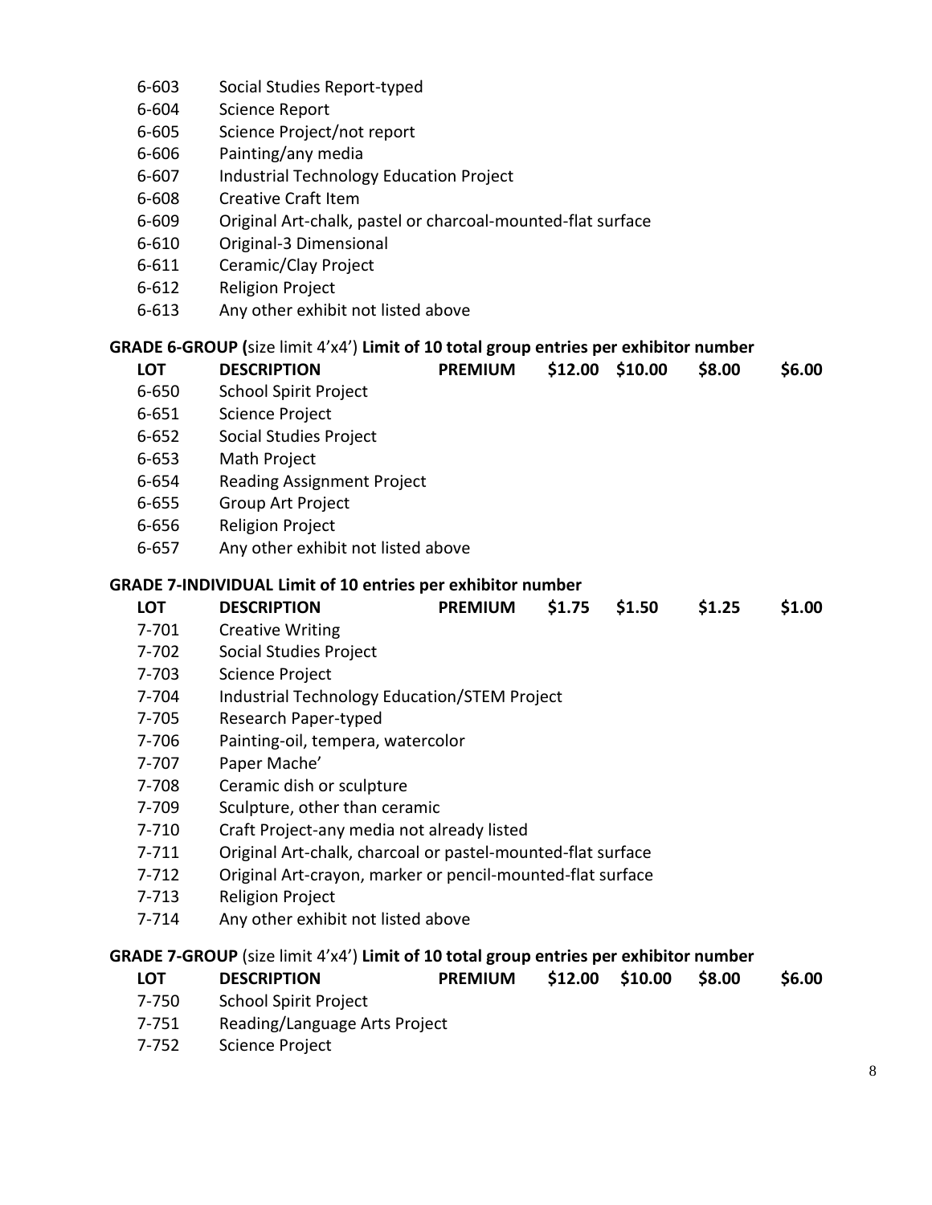| | |
|---|---|
| 6-603 | Social Studies Report-typed |
| 6-604 | Science Report |
| 6-605 | Science Project/not report |
| 6-606 | Painting/any media |
| 6-607 | Industrial Technology Education Project |
| 6-608 | Creative Craft Item |
| 6-609 | Original Art-chalk, pastel or charcoal-mounted-flat surface |
| 6-610 | Original-3 Dimensional |
| 6-611 | Ceramic/Clay Project |
| 6-612 | Religion Project |
| 6-613 | Any other exhibit not listed above |

**GRADE 6-GROUP (**size limit 4'x4') **Limit of 10 total group entries per exhibitor number**

| LOT | DESCRIPTION | PREMIUM | $12.00 | $10.00 | $8.00 | $6.00 |
|---|---|---|---|---|---|---|
| 6-650 | School Spirit Project | | | | | |
| 6-651 | Science Project | | | | | |
| 6-652 | Social Studies Project | | | | | |
| 6-653 | Math Project | | | | | |
| 6-654 | Reading Assignment Project | | | | | |
| 6-655 | Group Art Project | | | | | |
| 6-656 | Religion Project | | | | | |
| 6-657 | Any other exhibit not listed above | | | | | |

**GRADE 7-INDIVIDUAL Limit of 10 entries per exhibitor number**

| LOT | DESCRIPTION | PREMIUM | $1.75 | $1.50 | $1.25 | $1.00 |
|---|---|---|---|---|---|---|
| 7-701 | Creative Writing | | | | | |
| 7-702 | Social Studies Project | | | | | |
| 7-703 | Science Project | | | | | |
| 7-704 | Industrial Technology Education/STEM Project | | | | | |
| 7-705 | Research Paper-typed | | | | | |
| 7-706 | Painting-oil, tempera, watercolor | | | | | |
| 7-707 | Paper Mache' | | | | | |
| 7-708 | Ceramic dish or sculpture | | | | | |
| 7-709 | Sculpture, other than ceramic | | | | | |
| 7-710 | Craft Project-any media not already listed | | | | | |
| 7-711 | Original Art-chalk, charcoal or pastel-mounted-flat surface | | | | | |
| 7-712 | Original Art-crayon, marker or pencil-mounted-flat surface | | | | | |
| 7-713 | Religion Project | | | | | |
| 7-714 | Any other exhibit not listed above | | | | | |

**GRADE 7-GROUP** (size limit 4'x4') **Limit of 10 total group entries per exhibitor number**

| LOT | DESCRIPTION | PREMIUM | $12.00 | $10.00 | $8.00 | $6.00 |
|---|---|---|---|---|---|---|
| 7-750 | School Spirit Project | | | | | |
| 7-751 | Reading/Language Arts Project | | | | | |
| 7-752 | Science Project | | | | | |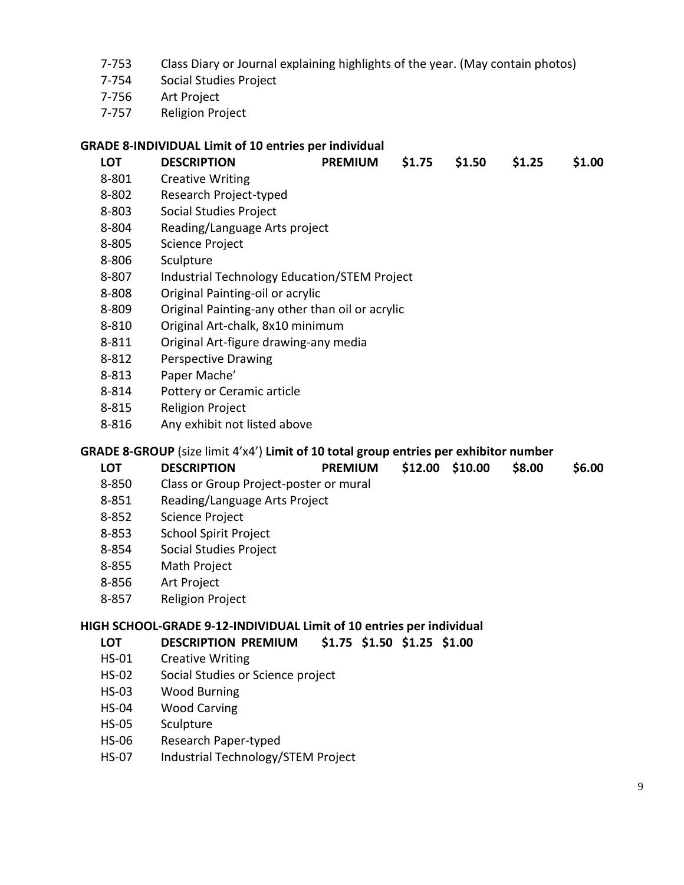| LOT | DESCRIPTION |
|---|---|
| 7-753 | Class Diary or Journal explaining highlights of the year. (May contain photos) |
| 7-754 | Social Studies Project |
| 7-756 | Art Project |
| 7-757 | Religion Project |

**GRADE 8-INDIVIDUAL Limit of 10 entries per individual**

| LOT | DESCRIPTION | PREMIUM | $1.75 | $1.50 | $1.25 | $1.00 |
|---|---|---|---|---|---|---|
| 8-801 | Creative Writing | | | | | |
| 8-802 | Research Project-typed | | | | | |
| 8-803 | Social Studies Project | | | | | |
| 8-804 | Reading/Language Arts project | | | | | |
| 8-805 | Science Project | | | | | |
| 8-806 | Sculpture | | | | | |
| 8-807 | Industrial Technology Education/STEM Project | | | | | |
| 8-808 | Original Painting-oil or acrylic | | | | | |
| 8-809 | Original Painting-any other than oil or acrylic | | | | | |
| 8-810 | Original Art-chalk, 8x10 minimum | | | | | |
| 8-811 | Original Art-figure drawing-any media | | | | | |
| 8-812 | Perspective Drawing | | | | | |
| 8-813 | Paper Mache' | | | | | |
| 8-814 | Pottery or Ceramic article | | | | | |
| 8-815 | Religion Project | | | | | |
| 8-816 | Any exhibit not listed above | | | | | |

**GRADE 8-GROUP** (size limit 4'x4') **Limit of 10 total group entries per exhibitor number**

| LOT | DESCRIPTION | PREMIUM | $12.00 | $10.00 | $8.00 | $6.00 |
|---|---|---|---|---|---|---|
| 8-850 | Class or Group Project-poster or mural | | | | | |
| 8-851 | Reading/Language Arts Project | | | | | |
| 8-852 | Science Project | | | | | |
| 8-853 | School Spirit Project | | | | | |
| 8-854 | Social Studies Project | | | | | |
| 8-855 | Math Project | | | | | |
| 8-856 | Art Project | | | | | |
| 8-857 | Religion Project | | | | | |

**HIGH SCHOOL-GRADE 9-12-INDIVIDUAL Limit of 10 entries per individual**

| LOT | DESCRIPTION | PREMIUM | $1.75 | $1.50 | $1.25 | $1.00 |
|---|---|---|---|---|---|---|
| HS-01 | Creative Writing | | | | | |
| HS-02 | Social Studies or Science project | | | | | |
| HS-03 | Wood Burning | | | | | |
| HS-04 | Wood Carving | | | | | |
| HS-05 | Sculpture | | | | | |
| HS-06 | Research Paper-typed | | | | | |
| HS-07 | Industrial Technology/STEM Project | | | | | |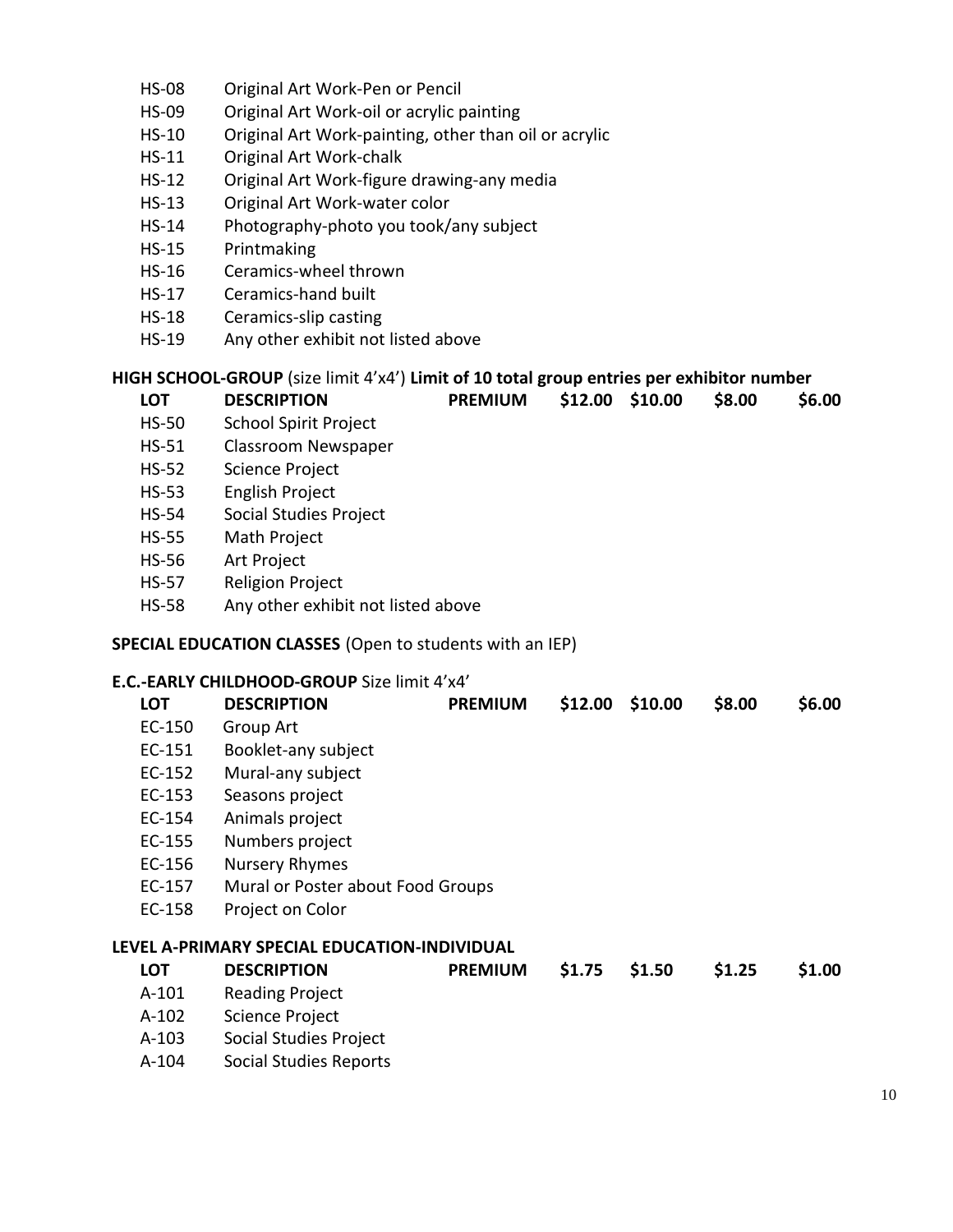| | |
|---|---|
| HS-08 | Original Art Work-Pen or Pencil |
| HS-09 | Original Art Work-oil or acrylic painting |
| HS-10 | Original Art Work-painting, other than oil or acrylic |
| HS-11 | Original Art Work-chalk |
| HS-12 | Original Art Work-figure drawing-any media |
| HS-13 | Original Art Work-water color |
| HS-14 | Photography-photo you took/any subject |
| HS-15 | Printmaking |
| HS-16 | Ceramics-wheel thrown |
| HS-17 | Ceramics-hand built |
| HS-18 | Ceramics-slip casting |
| HS-19 | Any other exhibit not listed above |

**HIGH SCHOOL-GROUP** (size limit 4'x4') **Limit of 10 total group entries per exhibitor number**

| LOT | DESCRIPTION | PREMIUM | $12.00 | $10.00 | $8.00 | $6.00 |
|---|---|---|---|---|---|---|
| HS-50 | School Spirit Project | | | | | |
| HS-51 | Classroom Newspaper | | | | | |
| HS-52 | Science Project | | | | | |
| HS-53 | English Project | | | | | |
| HS-54 | Social Studies Project | | | | | |
| HS-55 | Math Project | | | | | |
| HS-56 | Art Project | | | | | |
| HS-57 | Religion Project | | | | | |
| HS-58 | Any other exhibit not listed above | | | | | |

**SPECIAL EDUCATION CLASSES** (Open to students with an IEP)

**E.C.-EARLY CHILDHOOD-GROUP** Size limit 4'x4'

| LOT | DESCRIPTION | PREMIUM | $12.00 | $10.00 | $8.00 | $6.00 |
|---|---|---|---|---|---|---|
| EC-150 | Group Art | | | | | |
| EC-151 | Booklet-any subject | | | | | |
| EC-152 | Mural-any subject | | | | | |
| EC-153 | Seasons project | | | | | |
| EC-154 | Animals project | | | | | |
| EC-155 | Numbers project | | | | | |
| EC-156 | Nursery Rhymes | | | | | |
| EC-157 | Mural or Poster about Food Groups | | | | | |
| EC-158 | Project on Color | | | | | |

**LEVEL A-PRIMARY SPECIAL EDUCATION-INDIVIDUAL**

| LOT | DESCRIPTION | PREMIUM | $1.75 | $1.50 | $1.25 | $1.00 |
|---|---|---|---|---|---|---|
| A-101 | Reading Project | | | | | |
| A-102 | Science Project | | | | | |
| A-103 | Social Studies Project | | | | | |
| A-104 | Social Studies Reports | | | | | |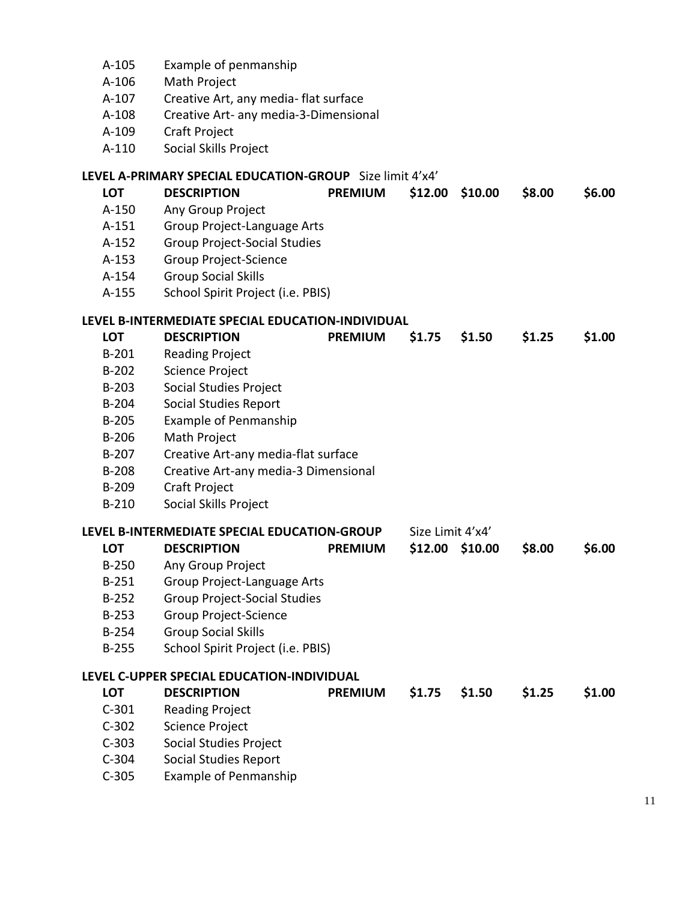| | |
|---|---|
| A-105 | Example of penmanship |
| A-106 | Math Project |
| A-107 | Creative Art, any media- flat surface |
| A-108 | Creative Art- any media-3-Dimensional |
| A-109 | Craft Project |
| A-110 | Social Skills Project |

**LEVEL A-PRIMARY SPECIAL EDUCATION-GROUP** Size limit 4'x4'

| LOT | DESCRIPTION | PREMIUM | $12.00 | $10.00 | $8.00 | $6.00 |
|---|---|---|---|---|---|---|
| A-150 | Any Group Project | | | | | |
| A-151 | Group Project-Language Arts | | | | | |
| A-152 | Group Project-Social Studies | | | | | |
| A-153 | Group Project-Science | | | | | |
| A-154 | Group Social Skills | | | | | |
| A-155 | School Spirit Project (i.e. PBIS) | | | | | |

**LEVEL B-INTERMEDIATE SPECIAL EDUCATION-INDIVIDUAL**

| LOT | DESCRIPTION | PREMIUM | $1.75 | $1.50 | $1.25 | $1.00 |
|---|---|---|---|---|---|---|
| B-201 | Reading Project | | | | | |
| B-202 | Science Project | | | | | |
| B-203 | Social Studies Project | | | | | |
| B-204 | Social Studies Report | | | | | |
| B-205 | Example of Penmanship | | | | | |
| B-206 | Math Project | | | | | |
| B-207 | Creative Art-any media-flat surface | | | | | |
| B-208 | Creative Art-any media-3 Dimensional | | | | | |
| B-209 | Craft Project | | | | | |
| B-210 | Social Skills Project | | | | | |

**LEVEL B-INTERMEDIATE SPECIAL EDUCATION-GROUP** Size Limit 4'x4'

| LOT | DESCRIPTION | PREMIUM | $12.00 | $10.00 | $8.00 | $6.00 |
|---|---|---|---|---|---|---|
| B-250 | Any Group Project | | | | | |
| B-251 | Group Project-Language Arts | | | | | |
| B-252 | Group Project-Social Studies | | | | | |
| B-253 | Group Project-Science | | | | | |
| B-254 | Group Social Skills | | | | | |
| B-255 | School Spirit Project (i.e. PBIS) | | | | | |

**LEVEL C-UPPER SPECIAL EDUCATION-INDIVIDUAL**

| LOT | DESCRIPTION | PREMIUM | $1.75 | $1.50 | $1.25 | $1.00 |
|---|---|---|---|---|---|---|
| C-301 | Reading Project | | | | | |
| C-302 | Science Project | | | | | |
| C-303 | Social Studies Project | | | | | |
| C-304 | Social Studies Report | | | | | |
| C-305 | Example of Penmanship | | | | | |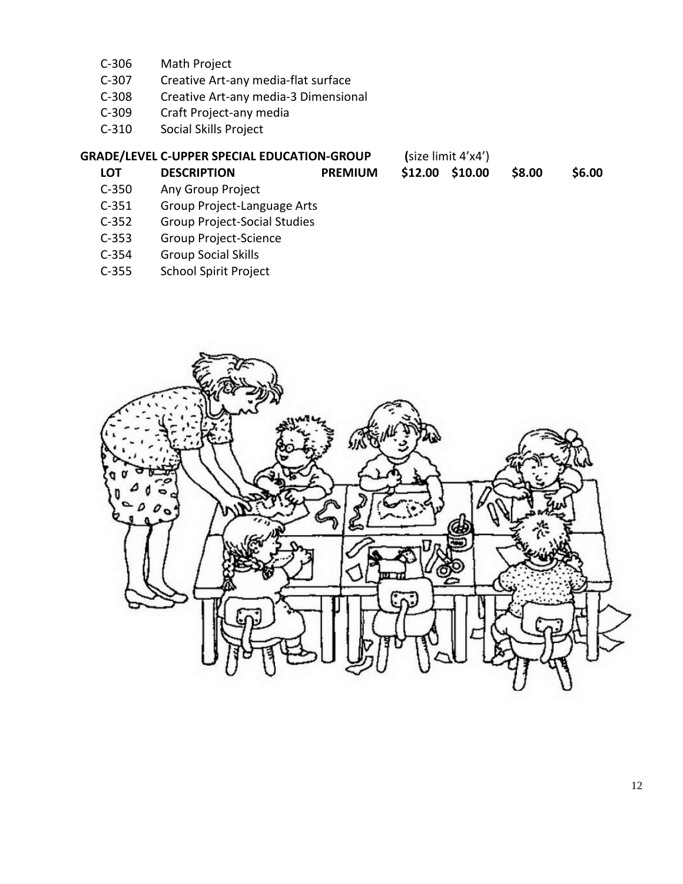| | |
|---|---|
| C-306 | Math Project |
| C-307 | Creative Art-any media-flat surface |
| C-308 | Creative Art-any media-3 Dimensional |
| C-309 | Craft Project-any media |
| C-310 | Social Skills Project |

**GRADE/LEVEL C-UPPER SPECIAL EDUCATION-GROUP** (size limit 4'x4')

| LOT | DESCRIPTION | PREMIUM | $12.00 | $10.00 | $8.00 | $6.00 |
|---|---|---|---|---|---|---|
| C-350 | Any Group Project | | | | | |
| C-351 | Group Project-Language Arts | | | | | |
| C-352 | Group Project-Social Studies | | | | | |
| C-353 | Group Project-Science | | | | | |
| C-354 | Group Social Skills | | | | | |
| C-355 | School Spirit Project | | | | | |